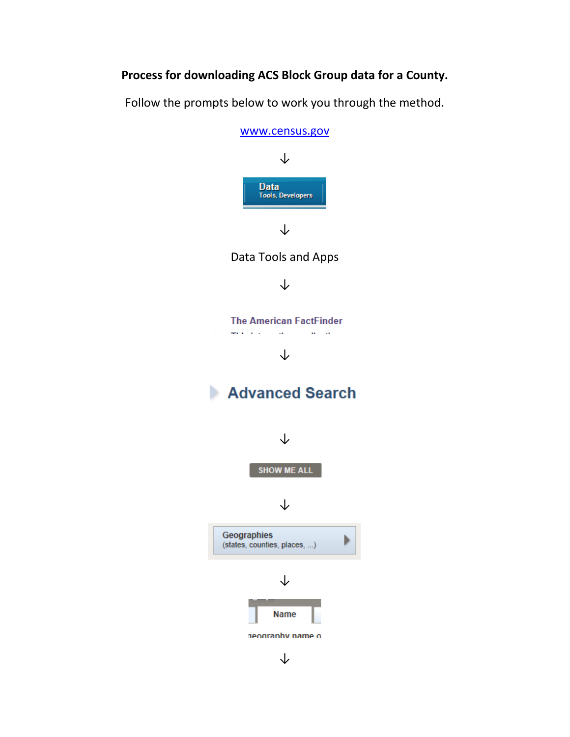**Process for downloading ACS Block Group data for a County.**

Follow the prompts below to work you through the method.

[www.census.gov](http://www.census.gov)

↓

Data
Tools, Developers

↓

Data Tools and Apps

↓

The American FactFinder

↓

Advanced Search

↓

SHOW ME ALL

↓

Geographies
(states, counties, places, ...)

↓

Name

↓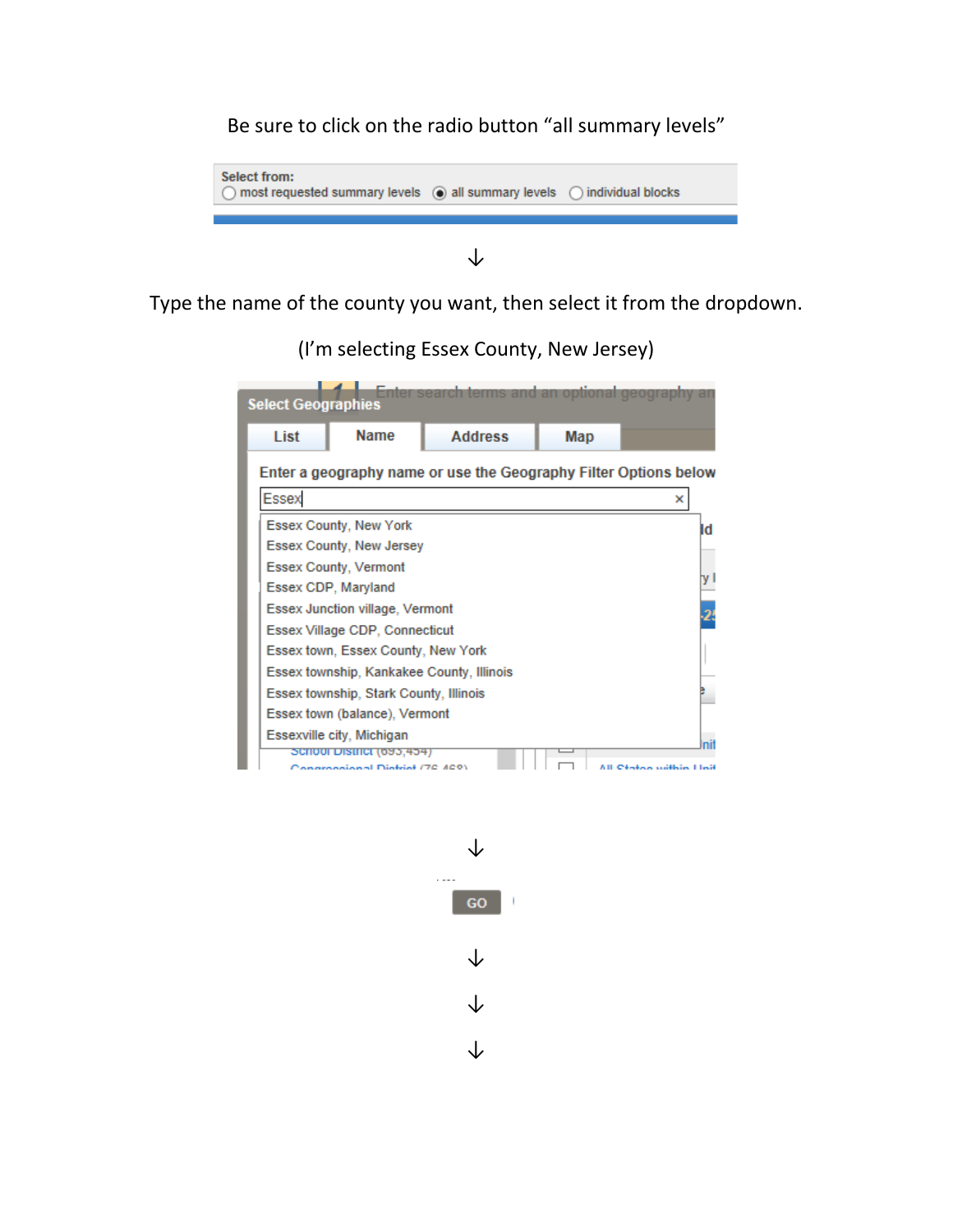Be sure to click on the radio button "all summary levels"

Select from:
most requested summary levels  all summary levels  individual blocks

↓

Type the name of the county you want, then select it from the dropdown.

(I'm selecting Essex County, New Jersey)

Select Geographies

List | Name | Address | Map

Enter a geography name or use the Geography Filter Options below

Essex

Essex County, New York
Essex County, New Jersey
Essex County, Vermont
Essex CDP, Maryland
Essex Junction village, Vermont
Essex Village CDP, Connecticut
Essex town, Essex County, New York
Essex township, Kankakee County, Illinois
Essex township, Stark County, Illinois
Essex town (balance), Vermont
Essexville city, Michigan

↓

GO

↓

↓

↓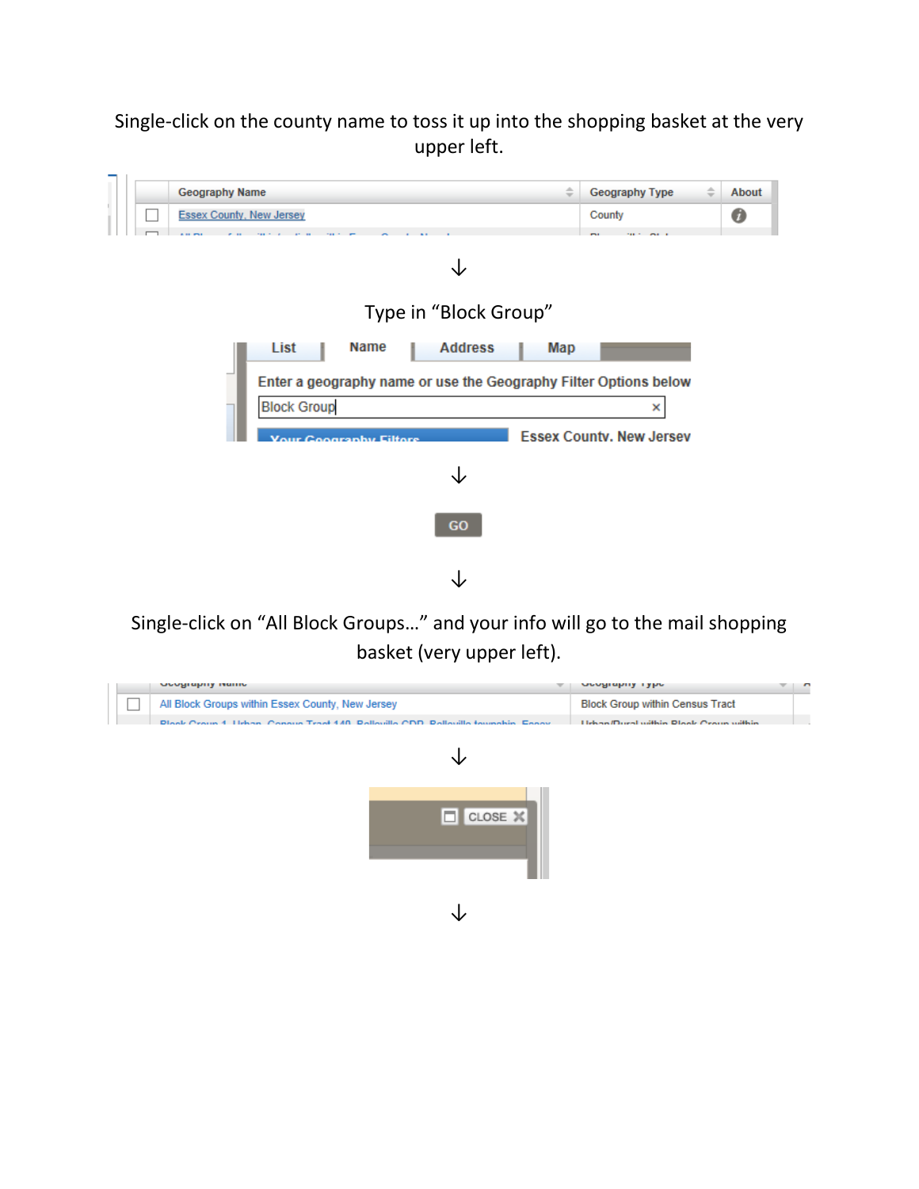Single-click on the county name to toss it up into the shopping basket at the very upper left.

| Geography Name | Geography Type | About |
| --- | --- | --- |
| Essex County, New Jersey | County | |

↓

Type in "Block Group"

List | Name | Address | Map

Enter a geography name or use the Geography Filter Options below

Block Group

Essex County, New Jersey

↓

GO

↓

Single-click on "All Block Groups…" and your info will go to the mail shopping basket (very upper left).

| Geography Name | Geography Type |
| --- | --- |
| All Block Groups within Essex County, New Jersey | Block Group within Census Tract |

↓

CLOSE

↓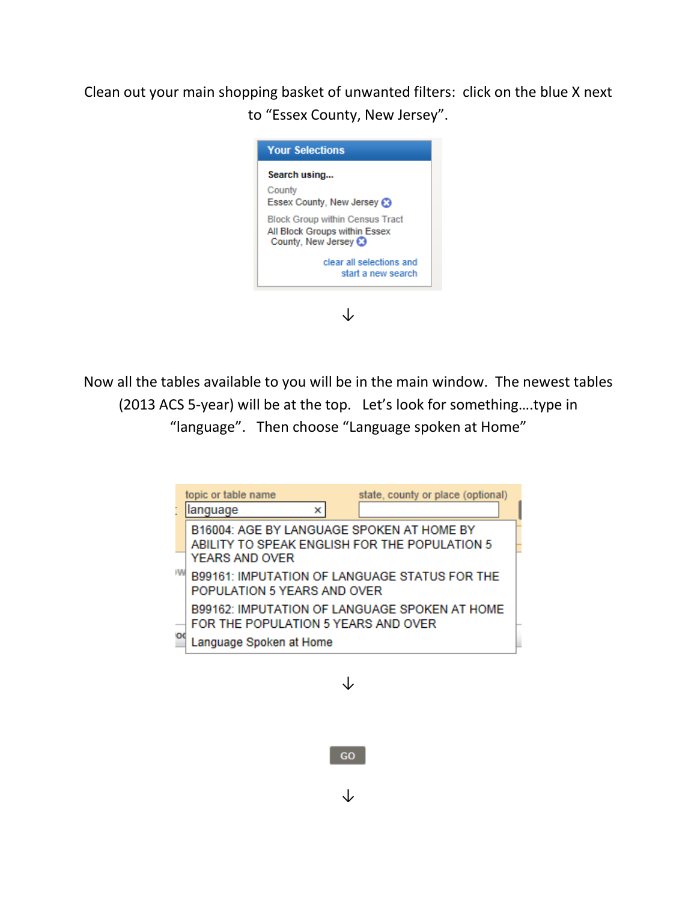Clean out your main shopping basket of unwanted filters: click on the blue X next to "Essex County, New Jersey".

**Your Selections**

**Search using...**

County
Essex County, New Jersey

Block Group within Census Tract
All Block Groups within Essex County, New Jersey

clear all selections and start a new search

↓

Now all the tables available to you will be in the main window. The newest tables (2013 ACS 5-year) will be at the top. Let's look for something….type in "language". Then choose "Language spoken at Home"

topic or table name: language

state, county or place (optional)

B16004: AGE BY LANGUAGE SPOKEN AT HOME BY ABILITY TO SPEAK ENGLISH FOR THE POPULATION 5 YEARS AND OVER

B99161: IMPUTATION OF LANGUAGE STATUS FOR THE POPULATION 5 YEARS AND OVER

B99162: IMPUTATION OF LANGUAGE SPOKEN AT HOME FOR THE POPULATION 5 YEARS AND OVER

Language Spoken at Home

↓

GO

↓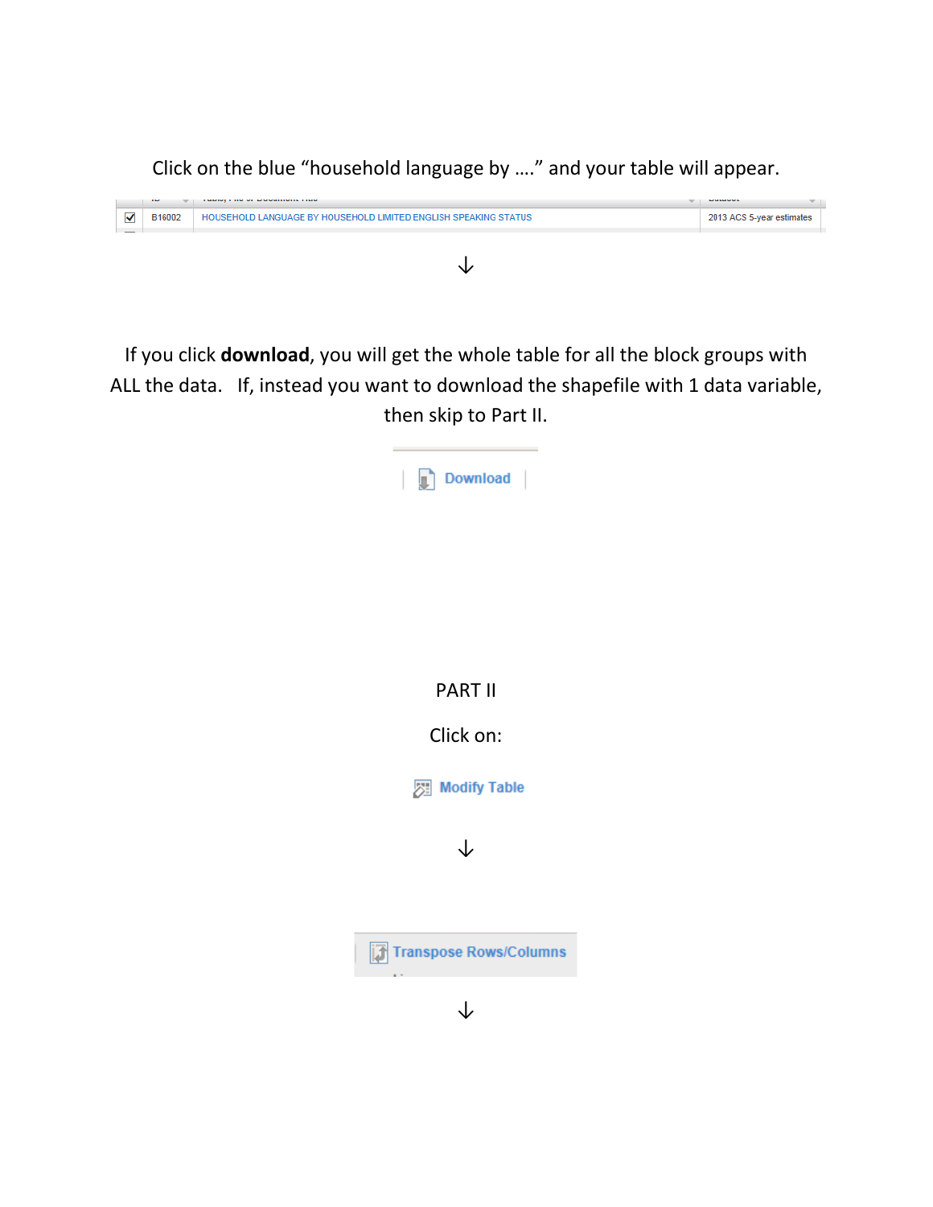Click on the blue "household language by …." and your table will appear.

| | ID | Table, File or Document Title | Dataset |
|---|---|---|---|
| ☑ | B16002 | HOUSEHOLD LANGUAGE BY HOUSEHOLD LIMITED ENGLISH SPEAKING STATUS | 2013 ACS 5-year estimates |

↓

If you click **download**, you will get the whole table for all the block groups with ALL the data. If, instead you want to download the shapefile with 1 data variable, then skip to Part II.

Download

PART II

Click on:

Modify Table

↓

Transpose Rows/Columns

↓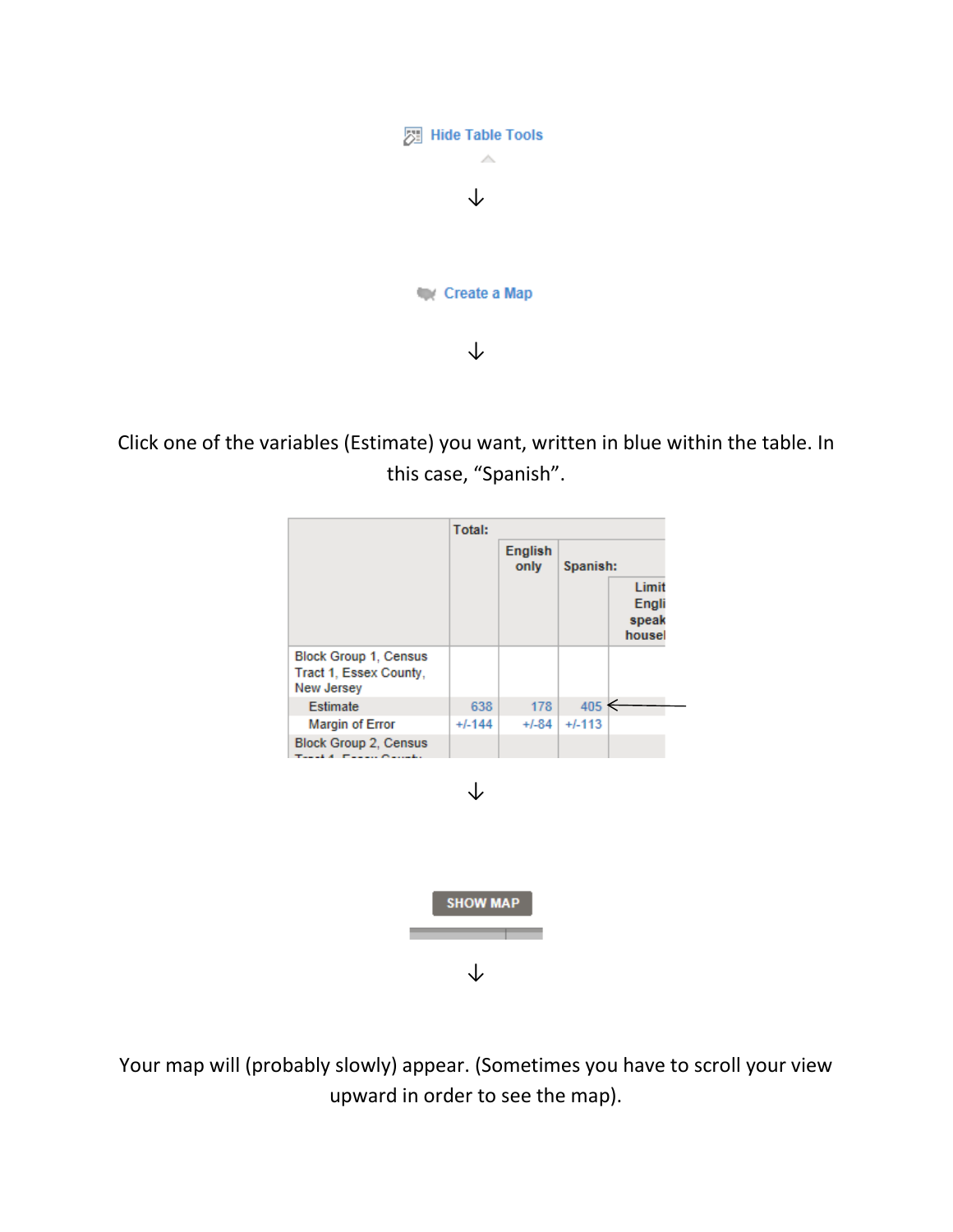Hide Table Tools

↓

Create a Map

↓

Click one of the variables (Estimate) you want, written in blue within the table. In this case, "Spanish".

| | Total: | | | |
|---|---|---|---|---|
| | | English only | Spanish: | |
| | | | | Limit Engli speak housel |
| Block Group 1, Census Tract 1, Essex County, New Jersey | | | | |
| Estimate | 638 | 178 | 405 ← | |
| Margin of Error | +/-144 | +/-84 | +/-113 | |
| Block Group 2, Census | | | | |

↓

SHOW MAP

↓

Your map will (probably slowly) appear. (Sometimes you have to scroll your view upward in order to see the map).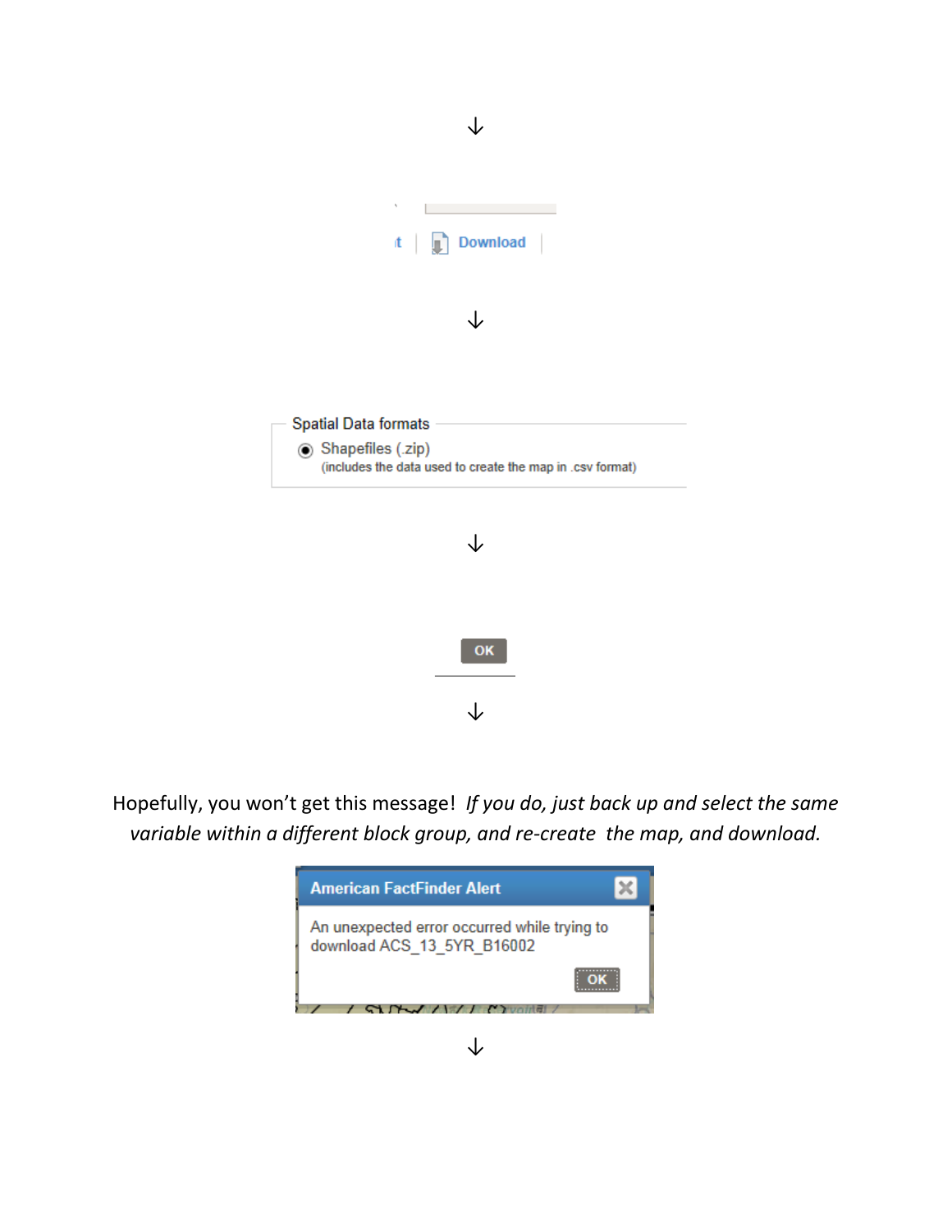↓

Download

↓

Spatial Data formats

◉ Shapefiles (.zip)
(includes the data used to create the map in .csv format)

↓

OK

↓

Hopefully, you won't get this message! *If you do, just back up and select the same variable within a different block group, and re-create the map, and download.*

**American FactFinder Alert**

An unexpected error occurred while trying to download ACS_13_5YR_B16002

OK

↓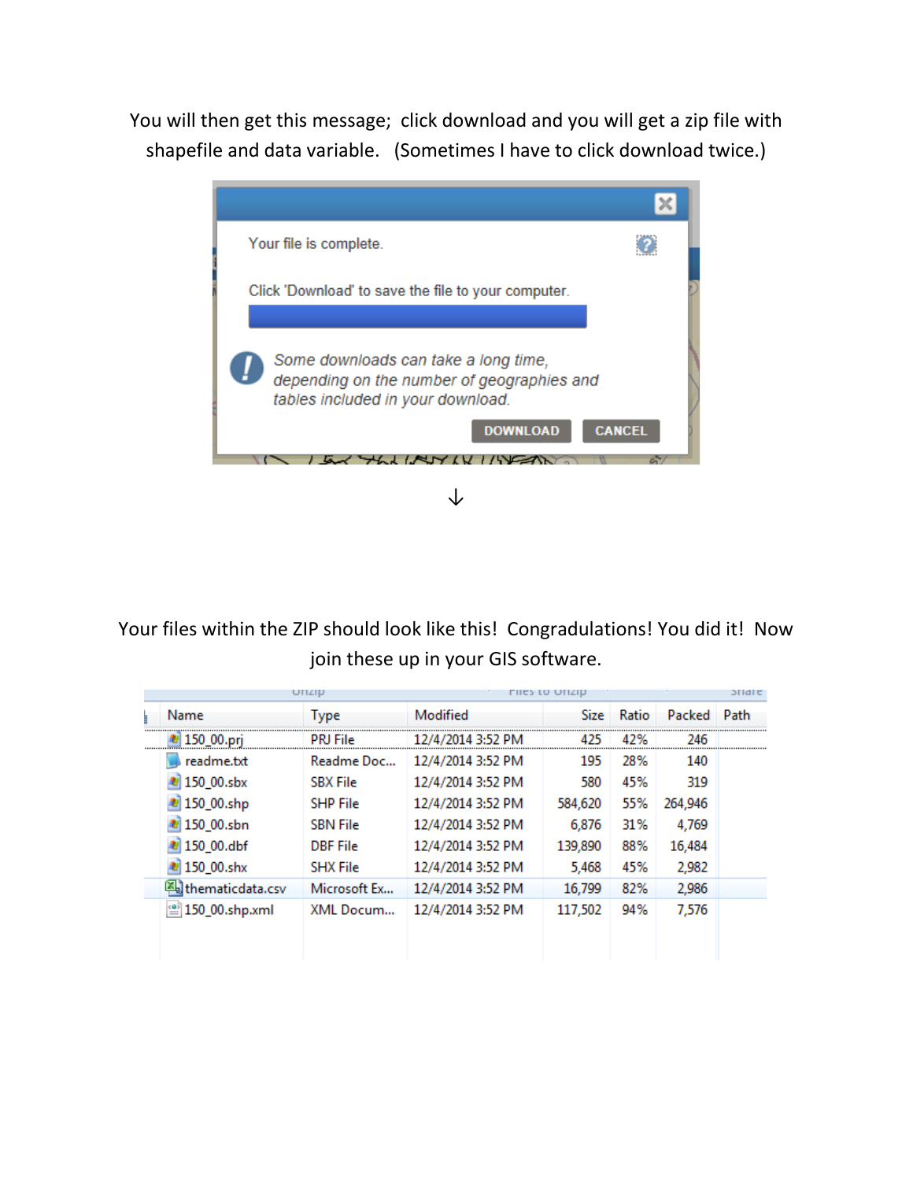You will then get this message; click download and you will get a zip file with shapefile and data variable. (Sometimes I have to click download twice.)

Your file is complete.

Click 'Download' to save the file to your computer.

Some downloads can take a long time, depending on the number of geographies and tables included in your download.

DOWNLOAD CANCEL

↓

Your files within the ZIP should look like this! Congradulations! You did it! Now join these up in your GIS software.

| Name | Type | Modified | Size | Ratio | Packed | Path |
|---|---|---|---|---|---|---|
| 150_00.prj | PRJ File | 12/4/2014 3:52 PM | 425 | 42% | 246 | |
| readme.txt | Readme Doc... | 12/4/2014 3:52 PM | 195 | 28% | 140 | |
| 150_00.sbx | SBX File | 12/4/2014 3:52 PM | 580 | 45% | 319 | |
| 150_00.shp | SHP File | 12/4/2014 3:52 PM | 584,620 | 55% | 264,946 | |
| 150_00.sbn | SBN File | 12/4/2014 3:52 PM | 6,876 | 31% | 4,769 | |
| 150_00.dbf | DBF File | 12/4/2014 3:52 PM | 139,890 | 88% | 16,484 | |
| 150_00.shx | SHX File | 12/4/2014 3:52 PM | 5,468 | 45% | 2,982 | |
| thematicdata.csv | Microsoft Ex... | 12/4/2014 3:52 PM | 16,799 | 82% | 2,986 | |
| 150_00.shp.xml | XML Docum... | 12/4/2014 3:52 PM | 117,502 | 94% | 7,576 | |